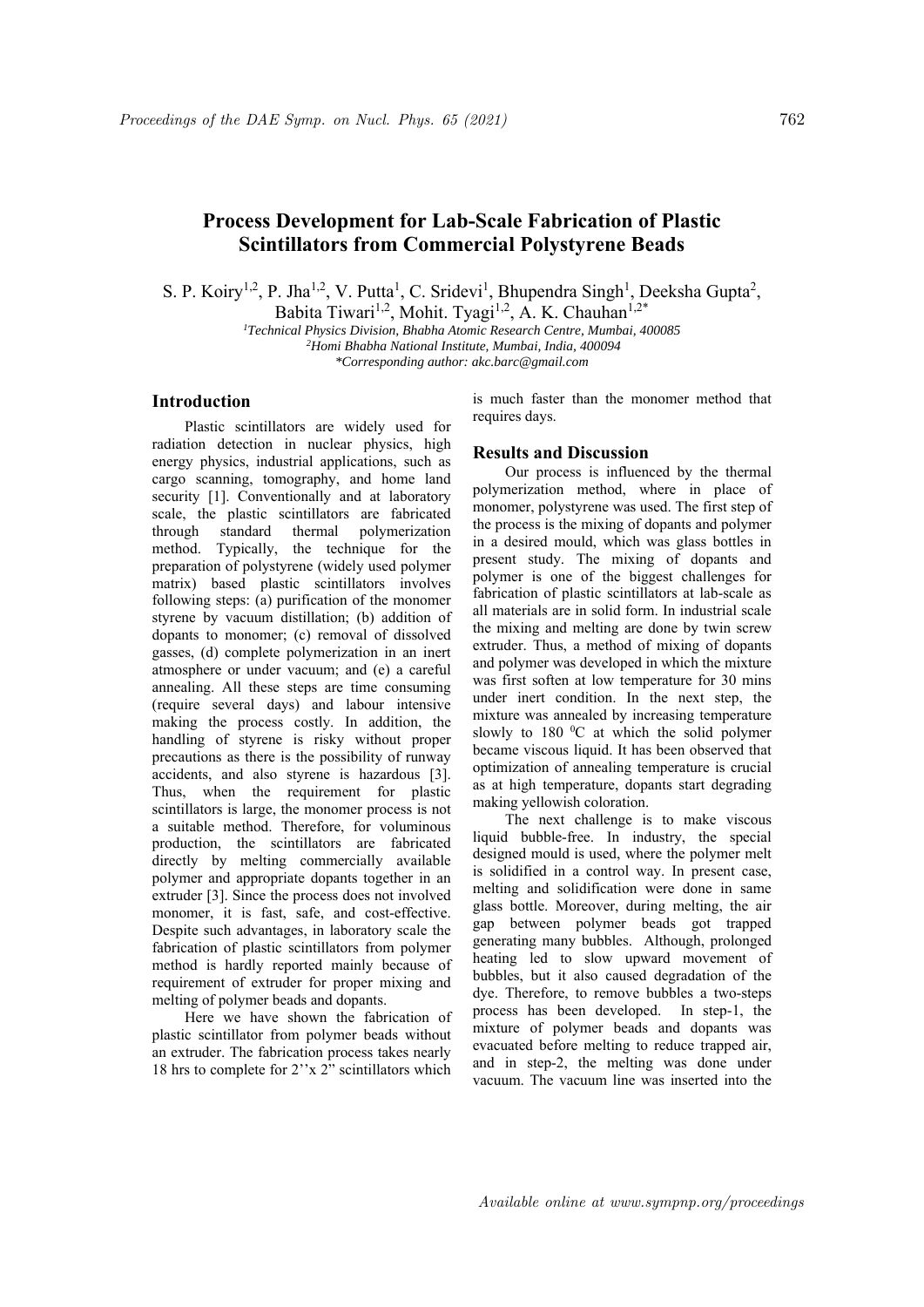# Process Development for Lab-Scale Fabrication of Plastic Scintillators from Commercial Polystyrene Beads

S. P. Koiry[1,2], P. Jha[1,2], V. Putta[1], C. Sridevi[1], Bhupendra Singh[1], Deeksha Gupta[2], Babita Tiwari[1,2], Mohit. Tyagi[1,2], A. K. Chauhan[1,2*]

[1]*Technical Physics Division, Bhabha Atomic Research Centre, Mumbai, 400085*
[2]*Homi Bhabha National Institute, Mumbai, India, 400094*
*\*Corresponding author: akc.barc@gmail.com*

## Introduction

Plastic scintillators are widely used for radiation detection in nuclear physics, high energy physics, industrial applications, such as cargo scanning, tomography, and home land security [1]. Conventionally and at laboratory scale, the plastic scintillators are fabricated through standard thermal polymerization method. Typically, the technique for the preparation of polystyrene (widely used polymer matrix) based plastic scintillators involves following steps: (a) purification of the monomer styrene by vacuum distillation; (b) addition of dopants to monomer; (c) removal of dissolved gasses, (d) complete polymerization in an inert atmosphere or under vacuum; and (e) a careful annealing. All these steps are time consuming (require several days) and labour intensive making the process costly. In addition, the handling of styrene is risky without proper precautions as there is the possibility of runway accidents, and also styrene is hazardous [3]. Thus, when the requirement for plastic scintillators is large, the monomer process is not a suitable method. Therefore, for voluminous production, the scintillators are fabricated directly by melting commercially available polymer and appropriate dopants together in an extruder [3]. Since the process does not involved monomer, it is fast, safe, and cost-effective. Despite such advantages, in laboratory scale the fabrication of plastic scintillators from polymer method is hardly reported mainly because of requirement of extruder for proper mixing and melting of polymer beads and dopants.

Here we have shown the fabrication of plastic scintillator from polymer beads without an extruder. The fabrication process takes nearly 18 hrs to complete for 2''x 2" scintillators which is much faster than the monomer method that requires days.

## Results and Discussion

Our process is influenced by the thermal polymerization method, where in place of monomer, polystyrene was used. The first step of the process is the mixing of dopants and polymer in a desired mould, which was glass bottles in present study. The mixing of dopants and polymer is one of the biggest challenges for fabrication of plastic scintillators at lab-scale as all materials are in solid form. In industrial scale the mixing and melting are done by twin screw extruder. Thus, a method of mixing of dopants and polymer was developed in which the mixture was first soften at low temperature for 30 mins under inert condition. In the next step, the mixture was annealed by increasing temperature slowly to 180 $^0$C at which the solid polymer became viscous liquid. It has been observed that optimization of annealing temperature is crucial as at high temperature, dopants start degrading making yellowish coloration.

The next challenge is to make viscous liquid bubble-free. In industry, the special designed mould is used, where the polymer melt is solidified in a control way. In present case, melting and solidification were done in same glass bottle. Moreover, during melting, the air gap between polymer beads got trapped generating many bubbles. Although, prolonged heating led to slow upward movement of bubbles, but it also caused degradation of the dye. Therefore, to remove bubbles a two-steps process has been developed. In step-1, the mixture of polymer beads and dopants was evacuated before melting to reduce trapped air, and in step-2, the melting was done under vacuum. The vacuum line was inserted into the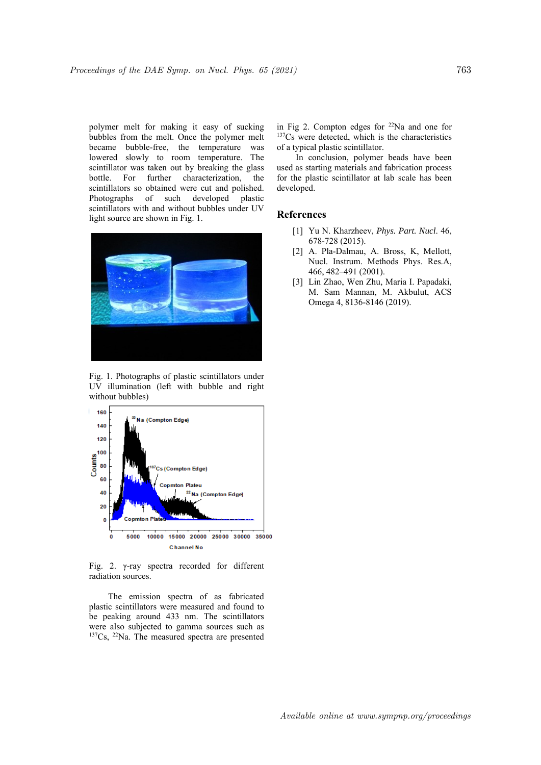polymer melt for making it easy of sucking bubbles from the melt. Once the polymer melt became bubble-free, the temperature was lowered slowly to room temperature. The scintillator was taken out by breaking the glass bottle. For further characterization, the scintillators so obtained were cut and polished. Photographs of such developed plastic scintillators with and without bubbles under UV light source are shown in Fig. 1.

Fig. 1. Photographs of plastic scintillators under UV illumination (left with bubble and right without bubbles)

$^{22}$Na (Compton Edge)
$^{137}$Cs (Compton Edge)
Copmton Plateu
$^{22}$Na (Compton Edge)
Copmton Plateu
Counts
0
20
40
60
80
100
120
140
160
0 5000 10000 15000 20000 25000 30000 35000
Channel No

Fig. 2. γ-ray spectra recorded for different radiation sources.

The emission spectra of as fabricated plastic scintillators were measured and found to be peaking around 433 nm. The scintillators were also subjected to gamma sources such as $^{137}$Cs, $^{22}$Na. The measured spectra are presented in Fig 2. Compton edges for $^{22}$Na and one for $^{137}$Cs were detected, which is the characteristics of a typical plastic scintillator.

In conclusion, polymer beads have been used as starting materials and fabrication process for the plastic scintillator at lab scale has been developed.

## References

[1] Yu N. Kharzheev, *Phys. Part. Nucl.* 46, 678-728 (2015).

[2] A. Pla-Dalmau, A. Bross, K, Mellott, Nucl. Instrum. Methods Phys. Res.A, 466, 482–491 (2001).

[3] Lin Zhao, Wen Zhu, Maria I. Papadaki, M. Sam Mannan, M. Akbulut, ACS Omega 4, 8136-8146 (2019).